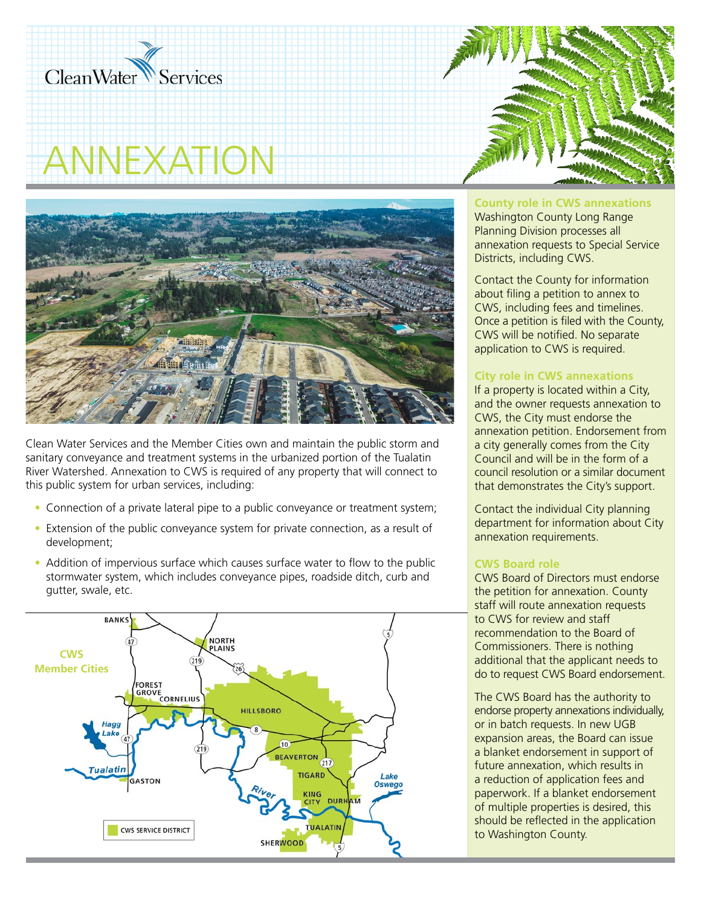# ANNEXATION

Clean Water Services and the Member Cities own and maintain the public storm and sanitary conveyance and treatment systems in the urbanized portion of the Tualatin River Watershed. Annexation to CWS is required of any property that will connect to this public system for urban services, including:

- Connection of a private lateral pipe to a public conveyance or treatment system;
- Extension of the public conveyance system for private connection, as a result of development;
- Addition of impervious surface which causes surface water to flow to the public stormwater system, which includes conveyance pipes, roadside ditch, curb and gutter, swale, etc.

### County role in CWS annexations

Washington County Long Range Planning Division processes all annexation requests to Special Service Districts, including CWS.

Contact the County for information about filing a petition to annex to CWS, including fees and timelines. Once a petition is filed with the County, CWS will be notified. No separate application to CWS is required.

### City role in CWS annexations

If a property is located within a City, and the owner requests annexation to CWS, the City must endorse the annexation petition. Endorsement from a city generally comes from the City Council and will be in the form of a council resolution or a similar document that demonstrates the City's support.

Contact the individual City planning department for information about City annexation requirements.

### CWS Board role

CWS Board of Directors must endorse the petition for annexation. County staff will route annexation requests to CWS for review and staff recommendation to the Board of Commissioners. There is nothing additional that the applicant needs to do to request CWS Board endorsement.

The CWS Board has the authority to endorse property annexations individually, or in batch requests. In new UGB expansion areas, the Board can issue a blanket endorsement in support of future annexation, which results in a reduction of application fees and paperwork. If a blanket endorsement of multiple properties is desired, this should be reflected in the application to Washington County.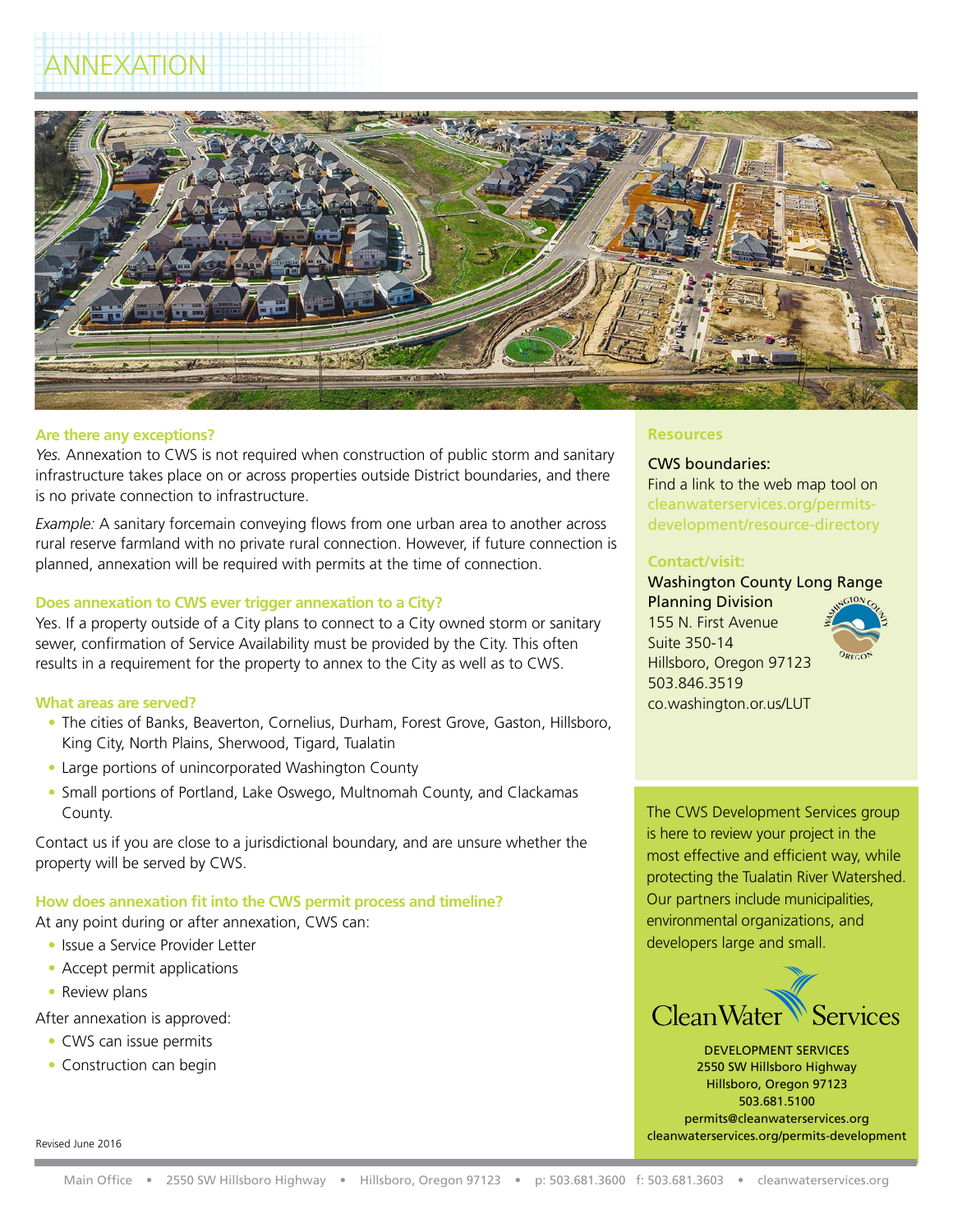# ANNEXATION

## Are there any exceptions?

*Yes.* Annexation to CWS is not required when construction of public storm and sanitary infrastructure takes place on or across properties outside District boundaries, and there is no private connection to infrastructure.

*Example:* A sanitary forcemain conveying flows from one urban area to another across rural reserve farmland with no private rural connection. However, if future connection is planned, annexation will be required with permits at the time of connection.

## Does annexation to CWS ever trigger annexation to a City?

Yes. If a property outside of a City plans to connect to a City owned storm or sanitary sewer, confirmation of Service Availability must be provided by the City. This often results in a requirement for the property to annex to the City as well as to CWS.

## What areas are served?

- The cities of Banks, Beaverton, Cornelius, Durham, Forest Grove, Gaston, Hillsboro, King City, North Plains, Sherwood, Tigard, Tualatin
- Large portions of unincorporated Washington County
- Small portions of Portland, Lake Oswego, Multnomah County, and Clackamas County.

Contact us if you are close to a jurisdictional boundary, and are unsure whether the property will be served by CWS.

## How does annexation fit into the CWS permit process and timeline?

At any point during or after annexation, CWS can:

- Issue a Service Provider Letter
- Accept permit applications
- Review plans

After annexation is approved:

- CWS can issue permits
- Construction can begin

Revised June 2016

## Resources

**CWS boundaries:**
Find a link to the web map tool on cleanwaterservices.org/permits-development/resource-directory

**Contact/visit:**
Washington County Long Range Planning Division
155 N. First Avenue
Suite 350-14
Hillsboro, Oregon 97123
503.846.3519
co.washington.or.us/LUT

The CWS Development Services group is here to review your project in the most effective and efficient way, while protecting the Tualatin River Watershed. Our partners include municipalities, environmental organizations, and developers large and small.

Clean Water Services

DEVELOPMENT SERVICES
2550 SW Hillsboro Highway
Hillsboro, Oregon 97123
503.681.5100
permits@cleanwaterservices.org
cleanwaterservices.org/permits-development

Main Office • 2550 SW Hillsboro Highway • Hillsboro, Oregon 97123 • p: 503.681.3600 f: 503.681.3603 • cleanwaterservices.org